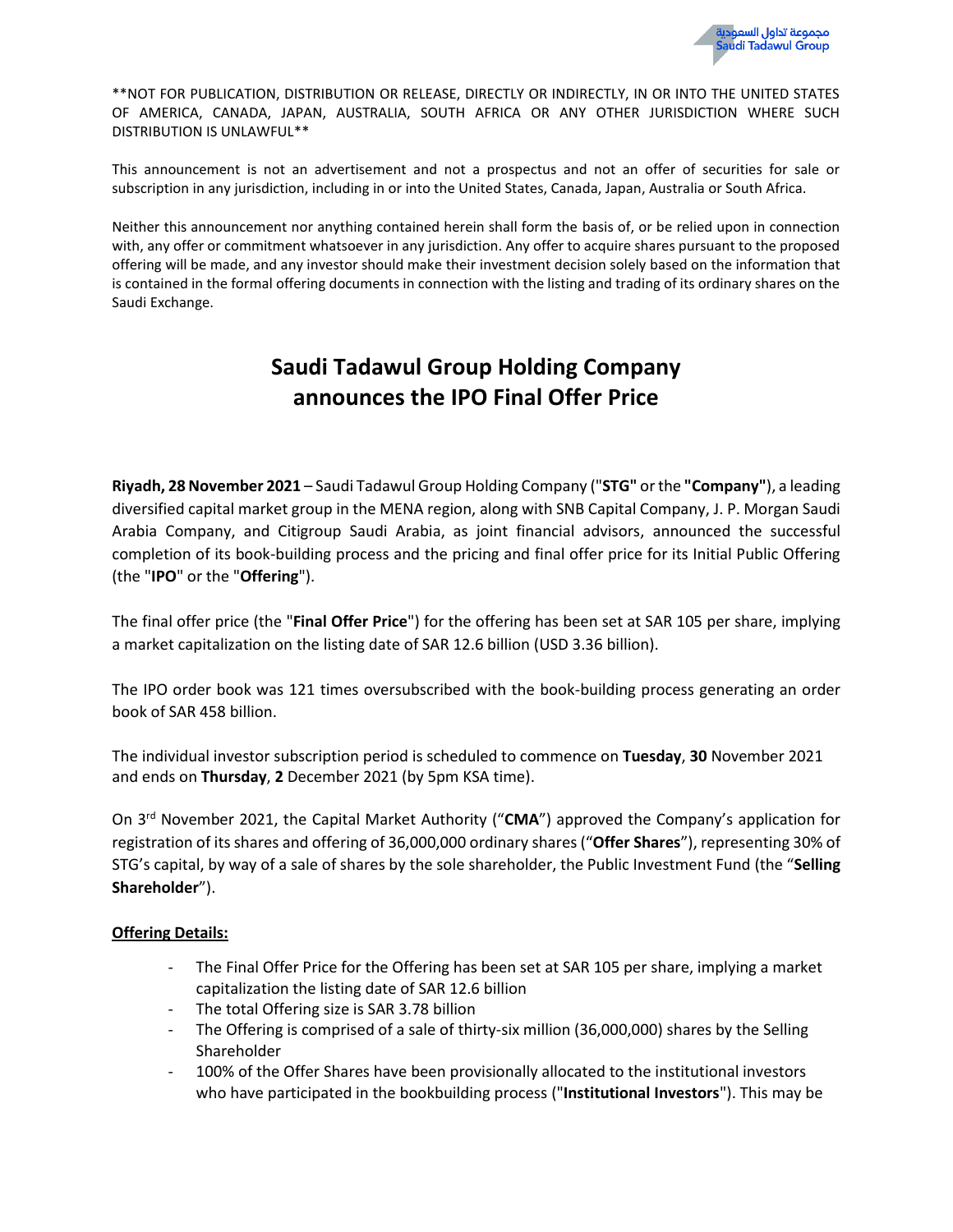**NOT FOR PUBLICATION, DISTRIBUTION OR RELEASE, DIRECTLY OR INDIRECTLY, IN OR INTO THE UNITED STATES OF AMERICA, CANADA, JAPAN, AUSTRALIA, SOUTH AFRICA OR ANY OTHER JURISDICTION WHERE SUCH DISTRIBUTION IS UNLAWFUL**

This announcement is not an advertisement and not a prospectus and not an offer of securities for sale or subscription in any jurisdiction, including in or into the United States, Canada, Japan, Australia or South Africa.

Neither this announcement nor anything contained herein shall form the basis of, or be relied upon in connection with, any offer or commitment whatsoever in any jurisdiction. Any offer to acquire shares pursuant to the proposed offering will be made, and any investor should make their investment decision solely based on the information that is contained in the formal offering documents in connection with the listing and trading of its ordinary shares on the Saudi Exchange.

# Saudi Tadawul Group Holding Company announces the IPO Final Offer Price

**Riyadh, 28 November 2021** – Saudi Tadawul Group Holding Company ("**STG"** or the **"Company"**), a leading diversified capital market group in the MENA region, along with SNB Capital Company, J. P. Morgan Saudi Arabia Company, and Citigroup Saudi Arabia, as joint financial advisors, announced the successful completion of its book-building process and the pricing and final offer price for its Initial Public Offering (the "**IPO**" or the "**Offering**").

The final offer price (the "**Final Offer Price**") for the offering has been set at SAR 105 per share, implying a market capitalization on the listing date of SAR 12.6 billion (USD 3.36 billion).

The IPO order book was 121 times oversubscribed with the book-building process generating an order book of SAR 458 billion.

The individual investor subscription period is scheduled to commence on **Tuesday**, **30** November 2021 and ends on **Thursday**, **2** December 2021 (by 5pm KSA time).

On 3rd November 2021, the Capital Market Authority ("**CMA**") approved the Company's application for registration of its shares and offering of 36,000,000 ordinary shares ("**Offer Shares**"), representing 30% of STG's capital, by way of a sale of shares by the sole shareholder, the Public Investment Fund (the "**Selling Shareholder**").

**Offering Details:**

- The Final Offer Price for the Offering has been set at SAR 105 per share, implying a market capitalization the listing date of SAR 12.6 billion
- The total Offering size is SAR 3.78 billion
- The Offering is comprised of a sale of thirty-six million (36,000,000) shares by the Selling Shareholder
- 100% of the Offer Shares have been provisionally allocated to the institutional investors who have participated in the bookbuilding process ("**Institutional Investors**"). This may be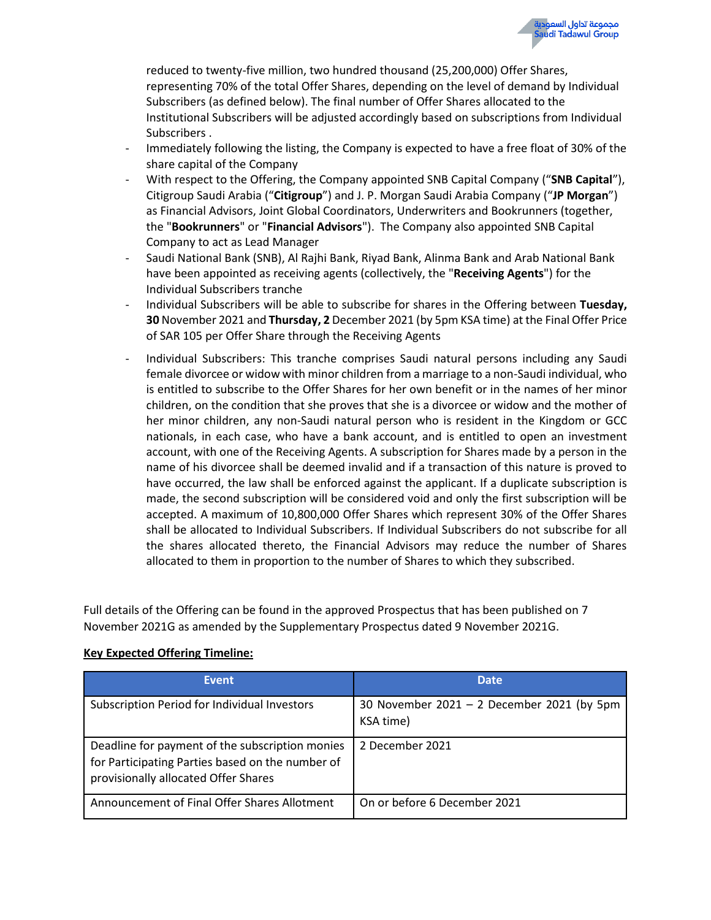reduced to twenty-five million, two hundred thousand (25,200,000) Offer Shares, representing 70% of the total Offer Shares, depending on the level of demand by Individual Subscribers (as defined below). The final number of Offer Shares allocated to the Institutional Subscribers will be adjusted accordingly based on subscriptions from Individual Subscribers .

- Immediately following the listing, the Company is expected to have a free float of 30% of the share capital of the Company
- With respect to the Offering, the Company appointed SNB Capital Company ("**SNB Capital**"), Citigroup Saudi Arabia ("**Citigroup**") and J. P. Morgan Saudi Arabia Company ("**JP Morgan**") as Financial Advisors, Joint Global Coordinators, Underwriters and Bookrunners (together, the "**Bookrunners**" or "**Financial Advisors**"). The Company also appointed SNB Capital Company to act as Lead Manager
- Saudi National Bank (SNB), Al Rajhi Bank, Riyad Bank, Alinma Bank and Arab National Bank have been appointed as receiving agents (collectively, the "**Receiving Agents**") for the Individual Subscribers tranche
- Individual Subscribers will be able to subscribe for shares in the Offering between **Tuesday, 30** November 2021 and **Thursday, 2** December 2021 (by 5pm KSA time) at the Final Offer Price of SAR 105 per Offer Share through the Receiving Agents
- Individual Subscribers: This tranche comprises Saudi natural persons including any Saudi female divorcee or widow with minor children from a marriage to a non-Saudi individual, who is entitled to subscribe to the Offer Shares for her own benefit or in the names of her minor children, on the condition that she proves that she is a divorcee or widow and the mother of her minor children, any non-Saudi natural person who is resident in the Kingdom or GCC nationals, in each case, who have a bank account, and is entitled to open an investment account, with one of the Receiving Agents. A subscription for Shares made by a person in the name of his divorcee shall be deemed invalid and if a transaction of this nature is proved to have occurred, the law shall be enforced against the applicant. If a duplicate subscription is made, the second subscription will be considered void and only the first subscription will be accepted. A maximum of 10,800,000 Offer Shares which represent 30% of the Offer Shares shall be allocated to Individual Subscribers. If Individual Subscribers do not subscribe for all the shares allocated thereto, the Financial Advisors may reduce the number of Shares allocated to them in proportion to the number of Shares to which they subscribed.

Full details of the Offering can be found in the approved Prospectus that has been published on 7 November 2021G as amended by the Supplementary Prospectus dated 9 November 2021G.

**Key Expected Offering Timeline:**

| Event | Date |
|---|---|
| Subscription Period for Individual Investors | 30 November 2021 – 2 December 2021 (by 5pm KSA time) |
| Deadline for payment of the subscription monies for Participating Parties based on the number of provisionally allocated Offer Shares | 2 December 2021 |
| Announcement of Final Offer Shares Allotment | On or before 6 December 2021 |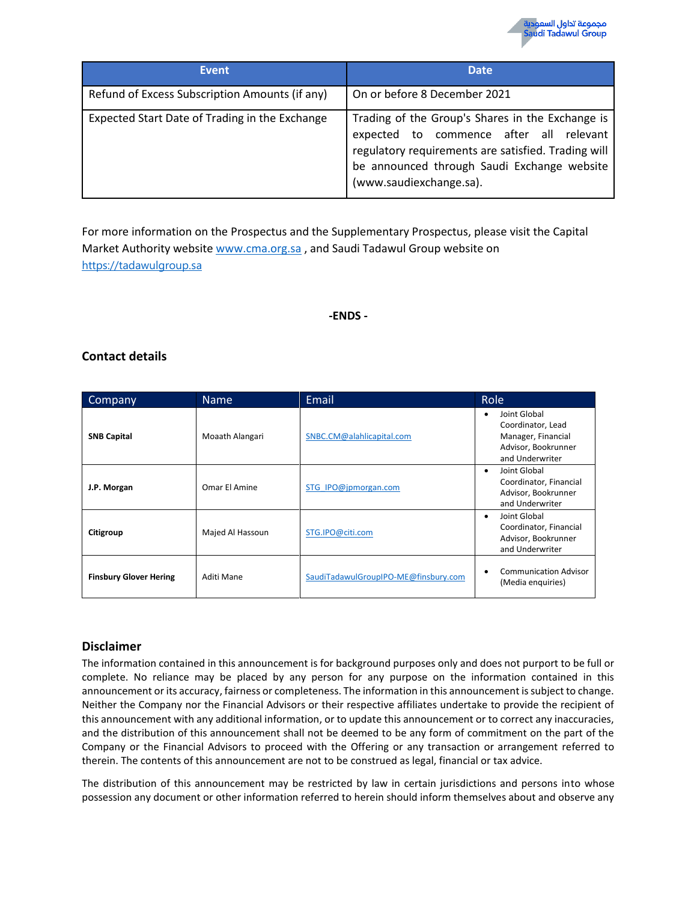| Event | Date |
| --- | --- |
| Refund of Excess Subscription Amounts (if any) | On or before 8 December 2021 |
| Expected Start Date of Trading in the Exchange | Trading of the Group's Shares in the Exchange is expected to commence after all relevant regulatory requirements are satisfied. Trading will be announced through Saudi Exchange website (www.saudiexchange.sa). |

For more information on the Prospectus and the Supplementary Prospectus, please visit the Capital Market Authority website www.cma.org.sa , and Saudi Tadawul Group website on https://tadawulgroup.sa

**-ENDS -**

## Contact details

| Company | Name | Email | Role |
| --- | --- | --- | --- |
| **SNB Capital** | Moaath Alangari | SNBC.CM@alahlicapital.com | • Joint Global Coordinator, Lead Manager, Financial Advisor, Bookrunner and Underwriter |
| **J.P. Morgan** | Omar El Amine | STG_IPO@jpmorgan.com | • Joint Global Coordinator, Financial Advisor, Bookrunner and Underwriter |
| **Citigroup** | Majed Al Hassoun | STG.IPO@citi.com | • Joint Global Coordinator, Financial Advisor, Bookrunner and Underwriter |
| **Finsbury Glover Hering** | Aditi Mane | SaudiTadawulGroupIPO-ME@finsbury.com | • Communication Advisor (Media enquiries) |

## Disclaimer

The information contained in this announcement is for background purposes only and does not purport to be full or complete. No reliance may be placed by any person for any purpose on the information contained in this announcement or its accuracy, fairness or completeness. The information in this announcement is subject to change. Neither the Company nor the Financial Advisors or their respective affiliates undertake to provide the recipient of this announcement with any additional information, or to update this announcement or to correct any inaccuracies, and the distribution of this announcement shall not be deemed to be any form of commitment on the part of the Company or the Financial Advisors to proceed with the Offering or any transaction or arrangement referred to therein. The contents of this announcement are not to be construed as legal, financial or tax advice.

The distribution of this announcement may be restricted by law in certain jurisdictions and persons into whose possession any document or other information referred to herein should inform themselves about and observe any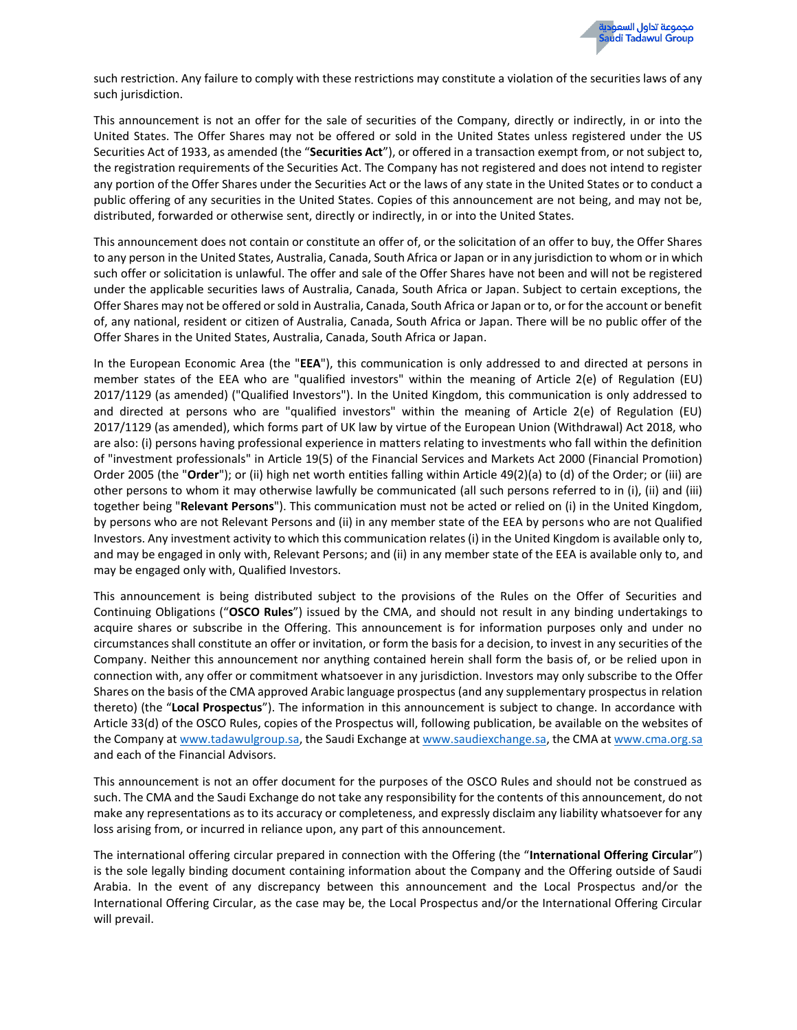such restriction. Any failure to comply with these restrictions may constitute a violation of the securities laws of any such jurisdiction.

This announcement is not an offer for the sale of securities of the Company, directly or indirectly, in or into the United States. The Offer Shares may not be offered or sold in the United States unless registered under the US Securities Act of 1933, as amended (the "**Securities Act**"), or offered in a transaction exempt from, or not subject to, the registration requirements of the Securities Act. The Company has not registered and does not intend to register any portion of the Offer Shares under the Securities Act or the laws of any state in the United States or to conduct a public offering of any securities in the United States. Copies of this announcement are not being, and may not be, distributed, forwarded or otherwise sent, directly or indirectly, in or into the United States.

This announcement does not contain or constitute an offer of, or the solicitation of an offer to buy, the Offer Shares to any person in the United States, Australia, Canada, South Africa or Japan or in any jurisdiction to whom or in which such offer or solicitation is unlawful. The offer and sale of the Offer Shares have not been and will not be registered under the applicable securities laws of Australia, Canada, South Africa or Japan. Subject to certain exceptions, the Offer Shares may not be offered or sold in Australia, Canada, South Africa or Japan or to, or for the account or benefit of, any national, resident or citizen of Australia, Canada, South Africa or Japan. There will be no public offer of the Offer Shares in the United States, Australia, Canada, South Africa or Japan.

In the European Economic Area (the "**EEA**"), this communication is only addressed to and directed at persons in member states of the EEA who are "qualified investors" within the meaning of Article 2(e) of Regulation (EU) 2017/1129 (as amended) ("Qualified Investors"). In the United Kingdom, this communication is only addressed to and directed at persons who are "qualified investors" within the meaning of Article 2(e) of Regulation (EU) 2017/1129 (as amended), which forms part of UK law by virtue of the European Union (Withdrawal) Act 2018, who are also: (i) persons having professional experience in matters relating to investments who fall within the definition of "investment professionals" in Article 19(5) of the Financial Services and Markets Act 2000 (Financial Promotion) Order 2005 (the "**Order**"); or (ii) high net worth entities falling within Article 49(2)(a) to (d) of the Order; or (iii) are other persons to whom it may otherwise lawfully be communicated (all such persons referred to in (i), (ii) and (iii) together being "**Relevant Persons**"). This communication must not be acted or relied on (i) in the United Kingdom, by persons who are not Relevant Persons and (ii) in any member state of the EEA by persons who are not Qualified Investors. Any investment activity to which this communication relates (i) in the United Kingdom is available only to, and may be engaged in only with, Relevant Persons; and (ii) in any member state of the EEA is available only to, and may be engaged only with, Qualified Investors.

This announcement is being distributed subject to the provisions of the Rules on the Offer of Securities and Continuing Obligations ("**OSCO Rules**") issued by the CMA, and should not result in any binding undertakings to acquire shares or subscribe in the Offering. This announcement is for information purposes only and under no circumstances shall constitute an offer or invitation, or form the basis for a decision, to invest in any securities of the Company. Neither this announcement nor anything contained herein shall form the basis of, or be relied upon in connection with, any offer or commitment whatsoever in any jurisdiction. Investors may only subscribe to the Offer Shares on the basis of the CMA approved Arabic language prospectus (and any supplementary prospectus in relation thereto) (the "**Local Prospectus**"). The information in this announcement is subject to change. In accordance with Article 33(d) of the OSCO Rules, copies of the Prospectus will, following publication, be available on the websites of the Company at www.tadawulgroup.sa, the Saudi Exchange at www.saudiexchange.sa, the CMA at www.cma.org.sa and each of the Financial Advisors.

This announcement is not an offer document for the purposes of the OSCO Rules and should not be construed as such. The CMA and the Saudi Exchange do not take any responsibility for the contents of this announcement, do not make any representations as to its accuracy or completeness, and expressly disclaim any liability whatsoever for any loss arising from, or incurred in reliance upon, any part of this announcement.

The international offering circular prepared in connection with the Offering (the "**International Offering Circular**") is the sole legally binding document containing information about the Company and the Offering outside of Saudi Arabia. In the event of any discrepancy between this announcement and the Local Prospectus and/or the International Offering Circular, as the case may be, the Local Prospectus and/or the International Offering Circular will prevail.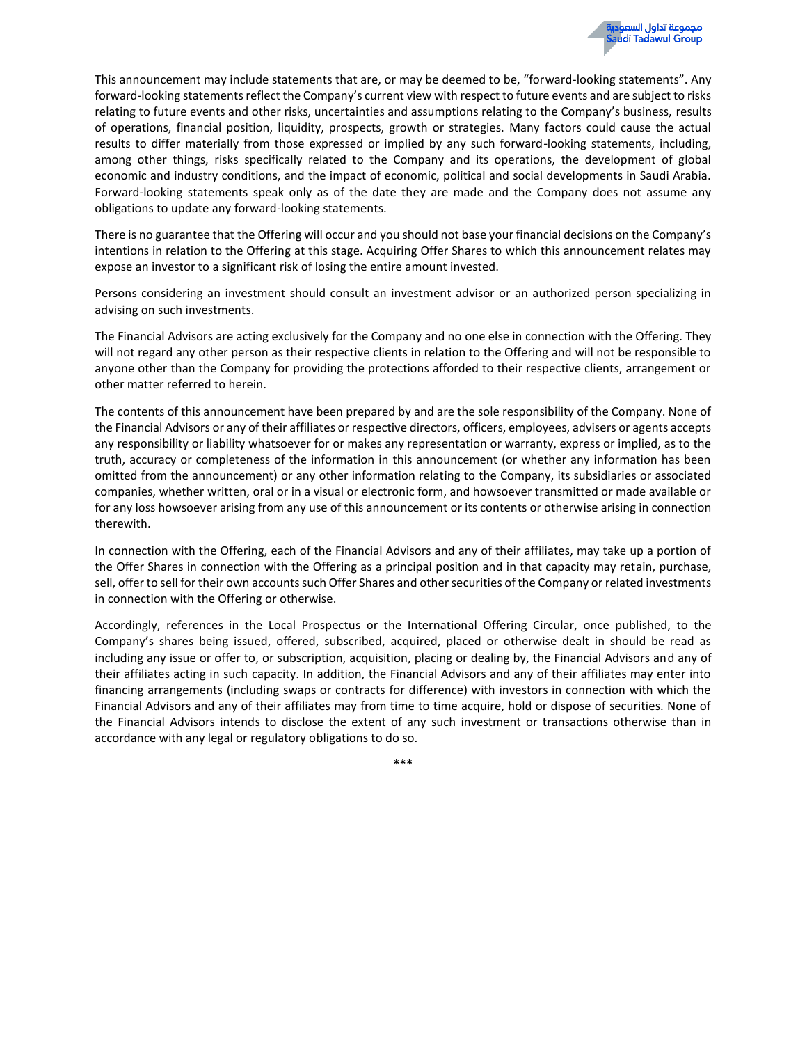This announcement may include statements that are, or may be deemed to be, “forward-looking statements”. Any forward-looking statements reflect the Company’s current view with respect to future events and are subject to risks relating to future events and other risks, uncertainties and assumptions relating to the Company’s business, results of operations, financial position, liquidity, prospects, growth or strategies. Many factors could cause the actual results to differ materially from those expressed or implied by any such forward-looking statements, including, among other things, risks specifically related to the Company and its operations, the development of global economic and industry conditions, and the impact of economic, political and social developments in Saudi Arabia. Forward-looking statements speak only as of the date they are made and the Company does not assume any obligations to update any forward-looking statements.

There is no guarantee that the Offering will occur and you should not base your financial decisions on the Company’s intentions in relation to the Offering at this stage. Acquiring Offer Shares to which this announcement relates may expose an investor to a significant risk of losing the entire amount invested.

Persons considering an investment should consult an investment advisor or an authorized person specializing in advising on such investments.

The Financial Advisors are acting exclusively for the Company and no one else in connection with the Offering. They will not regard any other person as their respective clients in relation to the Offering and will not be responsible to anyone other than the Company for providing the protections afforded to their respective clients, arrangement or other matter referred to herein.

The contents of this announcement have been prepared by and are the sole responsibility of the Company. None of the Financial Advisors or any of their affiliates or respective directors, officers, employees, advisers or agents accepts any responsibility or liability whatsoever for or makes any representation or warranty, express or implied, as to the truth, accuracy or completeness of the information in this announcement (or whether any information has been omitted from the announcement) or any other information relating to the Company, its subsidiaries or associated companies, whether written, oral or in a visual or electronic form, and howsoever transmitted or made available or for any loss howsoever arising from any use of this announcement or its contents or otherwise arising in connection therewith.

In connection with the Offering, each of the Financial Advisors and any of their affiliates, may take up a portion of the Offer Shares in connection with the Offering as a principal position and in that capacity may retain, purchase, sell, offer to sell for their own accounts such Offer Shares and other securities of the Company or related investments in connection with the Offering or otherwise.

Accordingly, references in the Local Prospectus or the International Offering Circular, once published, to the Company’s shares being issued, offered, subscribed, acquired, placed or otherwise dealt in should be read as including any issue or offer to, or subscription, acquisition, placing or dealing by, the Financial Advisors and any of their affiliates acting in such capacity. In addition, the Financial Advisors and any of their affiliates may enter into financing arrangements (including swaps or contracts for difference) with investors in connection with which the Financial Advisors and any of their affiliates may from time to time acquire, hold or dispose of securities. None of the Financial Advisors intends to disclose the extent of any such investment or transactions otherwise than in accordance with any legal or regulatory obligations to do so.

***